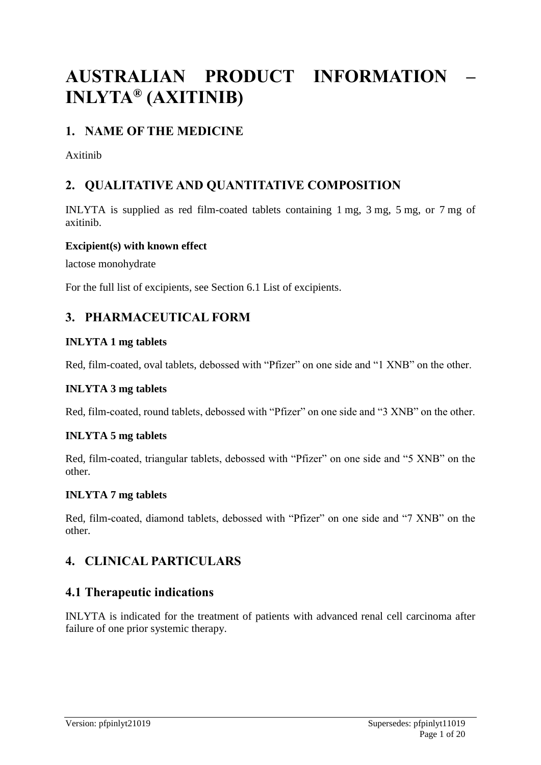# AUSTRALIAN PRODUCT INFORMATION – INLYTA® (AXITINIB)

## 1. NAME OF THE MEDICINE

Axitinib

## 2. QUALITATIVE AND QUANTITATIVE COMPOSITION

INLYTA is supplied as red film-coated tablets containing 1 mg, 3 mg, 5 mg, or 7 mg of axitinib.

**Excipient(s) with known effect**

lactose monohydrate

For the full list of excipients, see Section 6.1 List of excipients.

## 3. PHARMACEUTICAL FORM

**INLYTA 1 mg tablets**

Red, film-coated, oval tablets, debossed with "Pfizer" on one side and "1 XNB" on the other.

**INLYTA 3 mg tablets**

Red, film-coated, round tablets, debossed with "Pfizer" on one side and "3 XNB" on the other.

**INLYTA 5 mg tablets**

Red, film-coated, triangular tablets, debossed with "Pfizer" on one side and "5 XNB" on the other.

**INLYTA 7 mg tablets**

Red, film-coated, diamond tablets, debossed with "Pfizer" on one side and "7 XNB" on the other.

## 4. CLINICAL PARTICULARS

## 4.1 Therapeutic indications

INLYTA is indicated for the treatment of patients with advanced renal cell carcinoma after failure of one prior systemic therapy.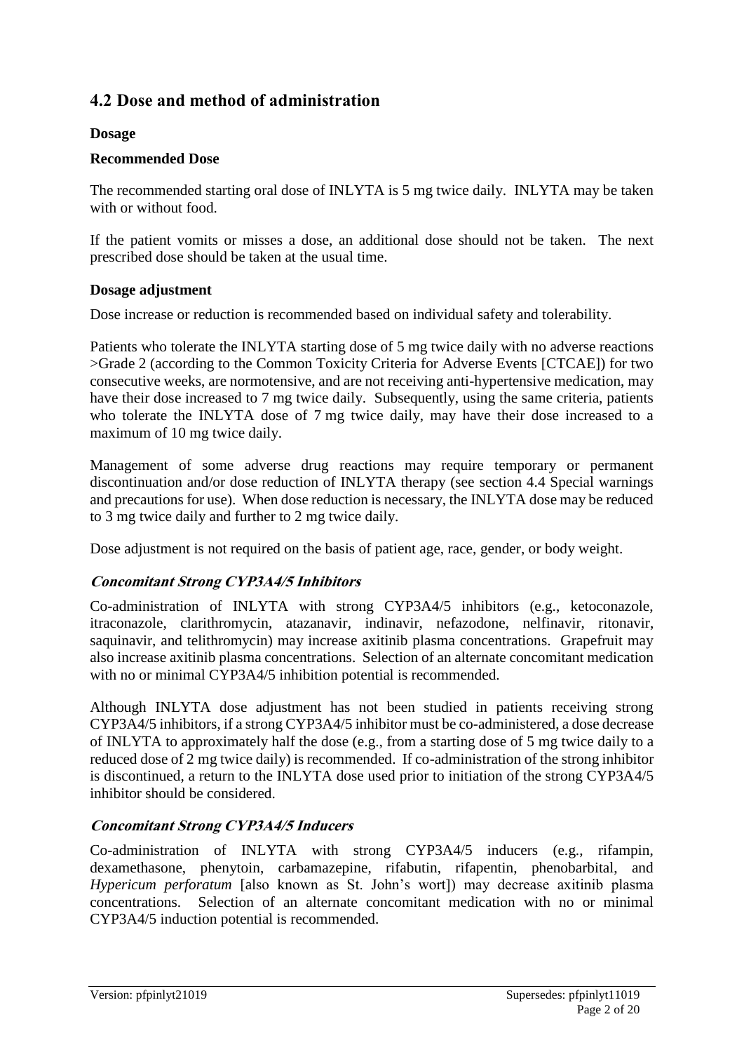## 4.2 Dose and method of administration

### Dosage

#### Recommended Dose

The recommended starting oral dose of INLYTA is 5 mg twice daily. INLYTA may be taken with or without food.

If the patient vomits or misses a dose, an additional dose should not be taken. The next prescribed dose should be taken at the usual time.

#### Dosage adjustment

Dose increase or reduction is recommended based on individual safety and tolerability.

Patients who tolerate the INLYTA starting dose of 5 mg twice daily with no adverse reactions >Grade 2 (according to the Common Toxicity Criteria for Adverse Events [CTCAE]) for two consecutive weeks, are normotensive, and are not receiving anti-hypertensive medication, may have their dose increased to 7 mg twice daily. Subsequently, using the same criteria, patients who tolerate the INLYTA dose of 7 mg twice daily, may have their dose increased to a maximum of 10 mg twice daily.

Management of some adverse drug reactions may require temporary or permanent discontinuation and/or dose reduction of INLYTA therapy (see section 4.4 Special warnings and precautions for use). When dose reduction is necessary, the INLYTA dose may be reduced to 3 mg twice daily and further to 2 mg twice daily.

Dose adjustment is not required on the basis of patient age, race, gender, or body weight.

#### *Concomitant Strong CYP3A4/5 Inhibitors*

Co-administration of INLYTA with strong CYP3A4/5 inhibitors (e.g., ketoconazole, itraconazole, clarithromycin, atazanavir, indinavir, nefazodone, nelfinavir, ritonavir, saquinavir, and telithromycin) may increase axitinib plasma concentrations. Grapefruit may also increase axitinib plasma concentrations. Selection of an alternate concomitant medication with no or minimal CYP3A4/5 inhibition potential is recommended.

Although INLYTA dose adjustment has not been studied in patients receiving strong CYP3A4/5 inhibitors, if a strong CYP3A4/5 inhibitor must be co-administered, a dose decrease of INLYTA to approximately half the dose (e.g., from a starting dose of 5 mg twice daily to a reduced dose of 2 mg twice daily) is recommended. If co-administration of the strong inhibitor is discontinued, a return to the INLYTA dose used prior to initiation of the strong CYP3A4/5 inhibitor should be considered.

#### *Concomitant Strong CYP3A4/5 Inducers*

Co-administration of INLYTA with strong CYP3A4/5 inducers (e.g., rifampin, dexamethasone, phenytoin, carbamazepine, rifabutin, rifapentin, phenobarbital, and *Hypericum perforatum* [also known as St. John's wort]) may decrease axitinib plasma concentrations. Selection of an alternate concomitant medication with no or minimal CYP3A4/5 induction potential is recommended.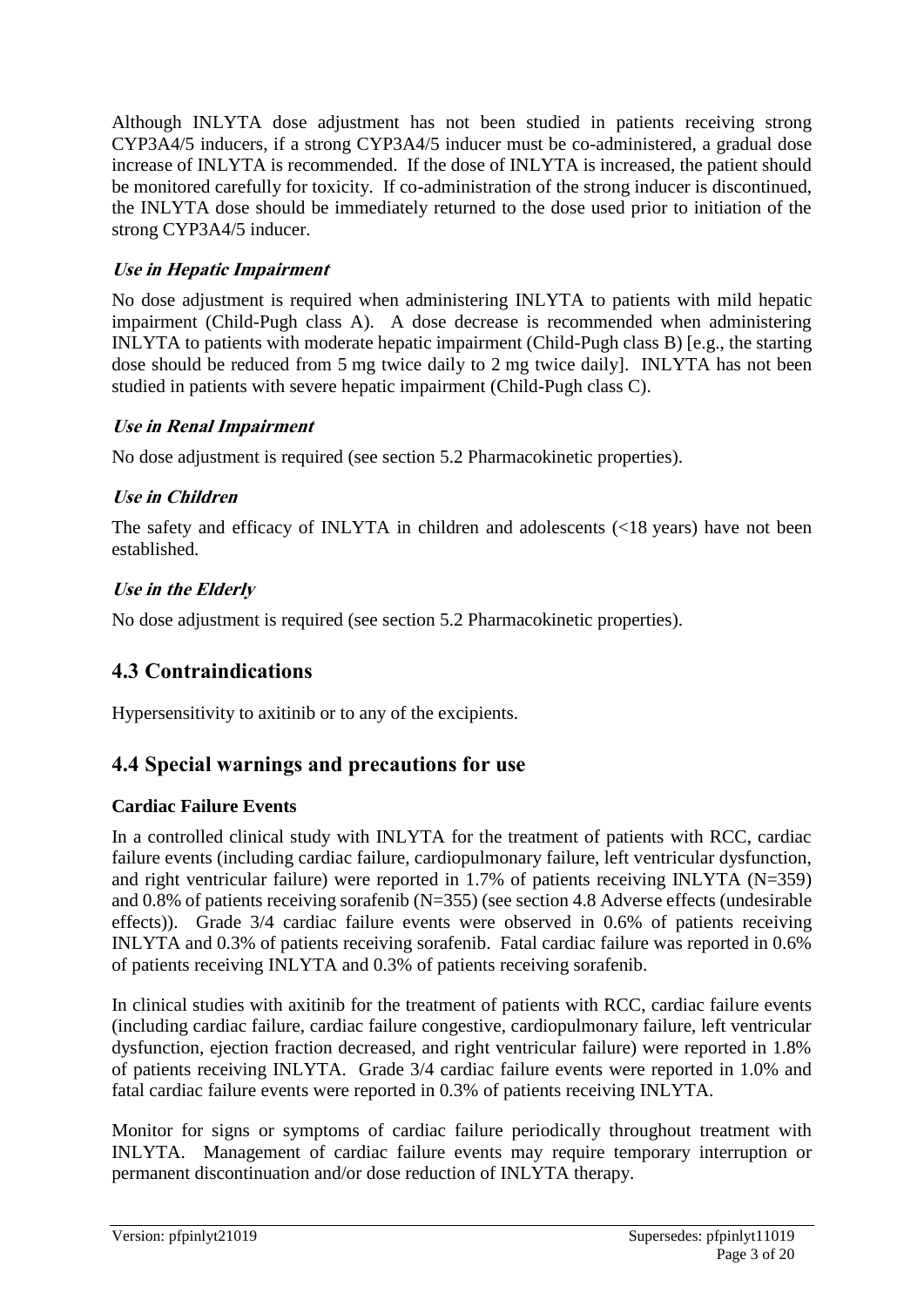Although INLYTA dose adjustment has not been studied in patients receiving strong CYP3A4/5 inducers, if a strong CYP3A4/5 inducer must be co-administered, a gradual dose increase of INLYTA is recommended. If the dose of INLYTA is increased, the patient should be monitored carefully for toxicity. If co-administration of the strong inducer is discontinued, the INLYTA dose should be immediately returned to the dose used prior to initiation of the strong CYP3A4/5 inducer.

***Use in Hepatic Impairment***

No dose adjustment is required when administering INLYTA to patients with mild hepatic impairment (Child-Pugh class A). A dose decrease is recommended when administering INLYTA to patients with moderate hepatic impairment (Child-Pugh class B) [e.g., the starting dose should be reduced from 5 mg twice daily to 2 mg twice daily]. INLYTA has not been studied in patients with severe hepatic impairment (Child-Pugh class C).

***Use in Renal Impairment***

No dose adjustment is required (see section 5.2 Pharmacokinetic properties).

***Use in Children***

The safety and efficacy of INLYTA in children and adolescents (<18 years) have not been established.

***Use in the Elderly***

No dose adjustment is required (see section 5.2 Pharmacokinetic properties).

## 4.3 Contraindications

Hypersensitivity to axitinib or to any of the excipients.

## 4.4 Special warnings and precautions for use

**Cardiac Failure Events**

In a controlled clinical study with INLYTA for the treatment of patients with RCC, cardiac failure events (including cardiac failure, cardiopulmonary failure, left ventricular dysfunction, and right ventricular failure) were reported in 1.7% of patients receiving INLYTA (N=359) and 0.8% of patients receiving sorafenib (N=355) (see section 4.8 Adverse effects (undesirable effects)). Grade 3/4 cardiac failure events were observed in 0.6% of patients receiving INLYTA and 0.3% of patients receiving sorafenib. Fatal cardiac failure was reported in 0.6% of patients receiving INLYTA and 0.3% of patients receiving sorafenib.

In clinical studies with axitinib for the treatment of patients with RCC, cardiac failure events (including cardiac failure, cardiac failure congestive, cardiopulmonary failure, left ventricular dysfunction, ejection fraction decreased, and right ventricular failure) were reported in 1.8% of patients receiving INLYTA. Grade 3/4 cardiac failure events were reported in 1.0% and fatal cardiac failure events were reported in 0.3% of patients receiving INLYTA.

Monitor for signs or symptoms of cardiac failure periodically throughout treatment with INLYTA. Management of cardiac failure events may require temporary interruption or permanent discontinuation and/or dose reduction of INLYTA therapy.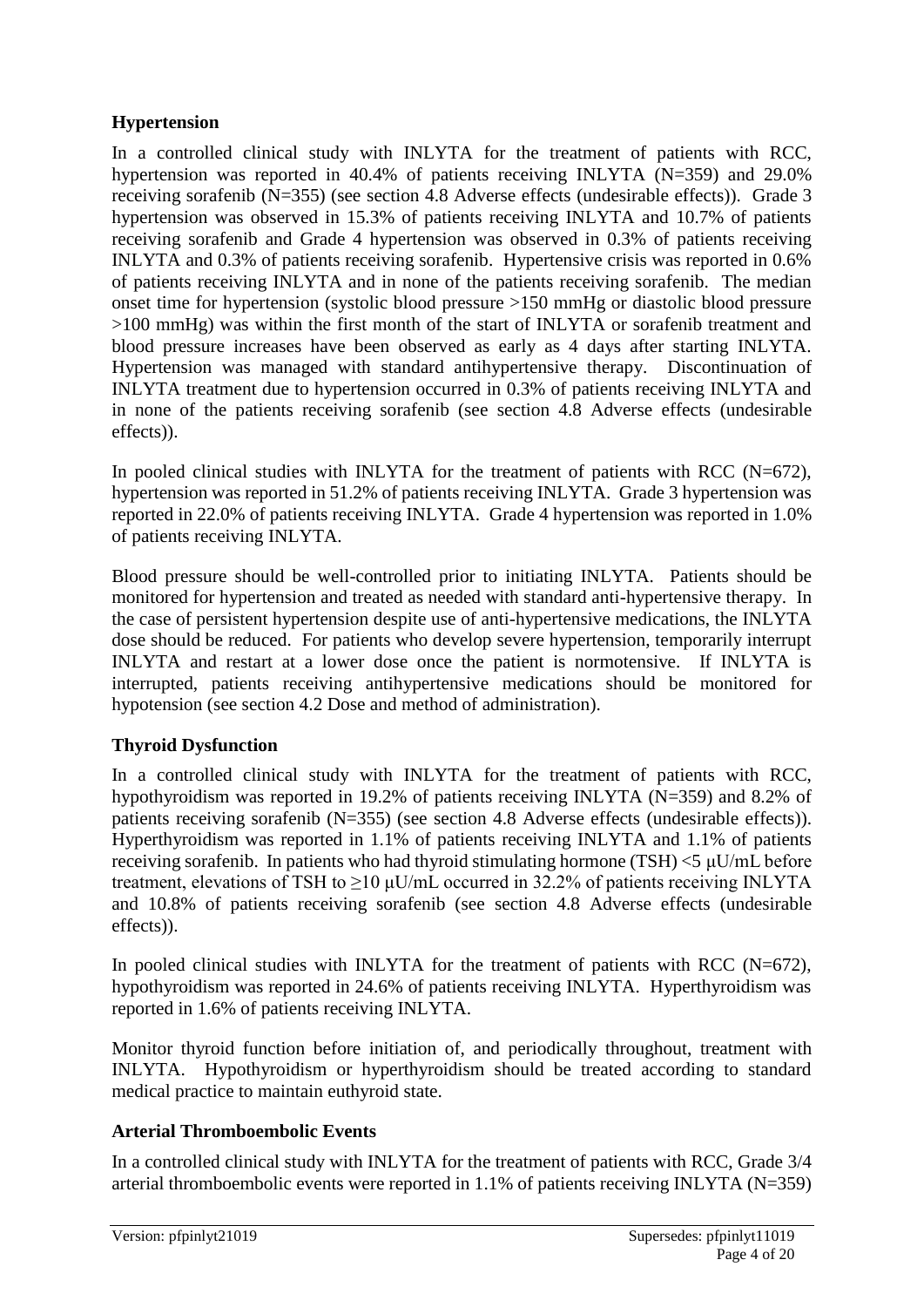### **Hypertension**

In a controlled clinical study with INLYTA for the treatment of patients with RCC, hypertension was reported in 40.4% of patients receiving INLYTA (N=359) and 29.0% receiving sorafenib (N=355) (see section 4.8 Adverse effects (undesirable effects)). Grade 3 hypertension was observed in 15.3% of patients receiving INLYTA and 10.7% of patients receiving sorafenib and Grade 4 hypertension was observed in 0.3% of patients receiving INLYTA and 0.3% of patients receiving sorafenib. Hypertensive crisis was reported in 0.6% of patients receiving INLYTA and in none of the patients receiving sorafenib. The median onset time for hypertension (systolic blood pressure >150 mmHg or diastolic blood pressure >100 mmHg) was within the first month of the start of INLYTA or sorafenib treatment and blood pressure increases have been observed as early as 4 days after starting INLYTA. Hypertension was managed with standard antihypertensive therapy. Discontinuation of INLYTA treatment due to hypertension occurred in 0.3% of patients receiving INLYTA and in none of the patients receiving sorafenib (see section 4.8 Adverse effects (undesirable effects)).

In pooled clinical studies with INLYTA for the treatment of patients with RCC (N=672), hypertension was reported in 51.2% of patients receiving INLYTA. Grade 3 hypertension was reported in 22.0% of patients receiving INLYTA. Grade 4 hypertension was reported in 1.0% of patients receiving INLYTA.

Blood pressure should be well-controlled prior to initiating INLYTA. Patients should be monitored for hypertension and treated as needed with standard anti-hypertensive therapy. In the case of persistent hypertension despite use of anti-hypertensive medications, the INLYTA dose should be reduced. For patients who develop severe hypertension, temporarily interrupt INLYTA and restart at a lower dose once the patient is normotensive. If INLYTA is interrupted, patients receiving antihypertensive medications should be monitored for hypotension (see section 4.2 Dose and method of administration).

### **Thyroid Dysfunction**

In a controlled clinical study with INLYTA for the treatment of patients with RCC, hypothyroidism was reported in 19.2% of patients receiving INLYTA (N=359) and 8.2% of patients receiving sorafenib (N=355) (see section 4.8 Adverse effects (undesirable effects)). Hyperthyroidism was reported in 1.1% of patients receiving INLYTA and 1.1% of patients receiving sorafenib. In patients who had thyroid stimulating hormone (TSH) <5 μU/mL before treatment, elevations of TSH to ≥10 μU/mL occurred in 32.2% of patients receiving INLYTA and 10.8% of patients receiving sorafenib (see section 4.8 Adverse effects (undesirable effects)).

In pooled clinical studies with INLYTA for the treatment of patients with RCC (N=672), hypothyroidism was reported in 24.6% of patients receiving INLYTA. Hyperthyroidism was reported in 1.6% of patients receiving INLYTA.

Monitor thyroid function before initiation of, and periodically throughout, treatment with INLYTA. Hypothyroidism or hyperthyroidism should be treated according to standard medical practice to maintain euthyroid state.

### **Arterial Thromboembolic Events**

In a controlled clinical study with INLYTA for the treatment of patients with RCC, Grade 3/4 arterial thromboembolic events were reported in 1.1% of patients receiving INLYTA (N=359)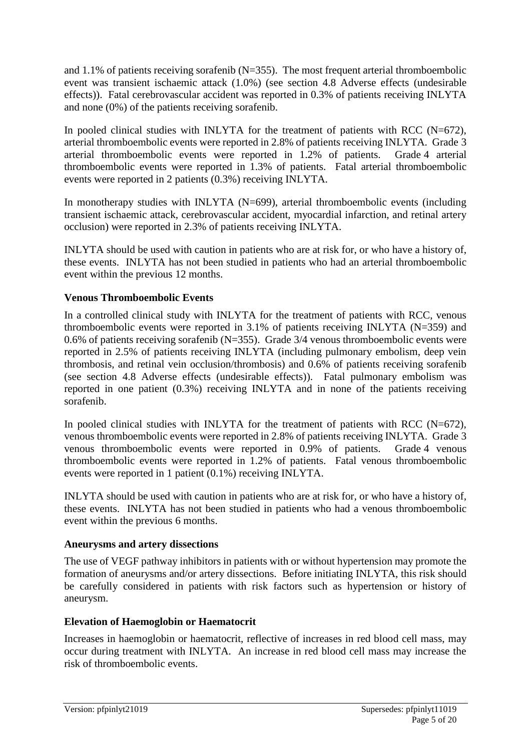and 1.1% of patients receiving sorafenib (N=355). The most frequent arterial thromboembolic event was transient ischaemic attack (1.0%) (see section 4.8 Adverse effects (undesirable effects)). Fatal cerebrovascular accident was reported in 0.3% of patients receiving INLYTA and none (0%) of the patients receiving sorafenib.

In pooled clinical studies with INLYTA for the treatment of patients with RCC (N=672), arterial thromboembolic events were reported in 2.8% of patients receiving INLYTA. Grade 3 arterial thromboembolic events were reported in 1.2% of patients. Grade 4 arterial thromboembolic events were reported in 1.3% of patients. Fatal arterial thromboembolic events were reported in 2 patients (0.3%) receiving INLYTA.

In monotherapy studies with INLYTA (N=699), arterial thromboembolic events (including transient ischaemic attack, cerebrovascular accident, myocardial infarction, and retinal artery occlusion) were reported in 2.3% of patients receiving INLYTA.

INLYTA should be used with caution in patients who are at risk for, or who have a history of, these events. INLYTA has not been studied in patients who had an arterial thromboembolic event within the previous 12 months.

**Venous Thromboembolic Events**

In a controlled clinical study with INLYTA for the treatment of patients with RCC, venous thromboembolic events were reported in 3.1% of patients receiving INLYTA (N=359) and 0.6% of patients receiving sorafenib (N=355). Grade 3/4 venous thromboembolic events were reported in 2.5% of patients receiving INLYTA (including pulmonary embolism, deep vein thrombosis, and retinal vein occlusion/thrombosis) and 0.6% of patients receiving sorafenib (see section 4.8 Adverse effects (undesirable effects)). Fatal pulmonary embolism was reported in one patient (0.3%) receiving INLYTA and in none of the patients receiving sorafenib.

In pooled clinical studies with INLYTA for the treatment of patients with RCC (N=672), venous thromboembolic events were reported in 2.8% of patients receiving INLYTA. Grade 3 venous thromboembolic events were reported in 0.9% of patients. Grade 4 venous thromboembolic events were reported in 1.2% of patients. Fatal venous thromboembolic events were reported in 1 patient (0.1%) receiving INLYTA.

INLYTA should be used with caution in patients who are at risk for, or who have a history of, these events. INLYTA has not been studied in patients who had a venous thromboembolic event within the previous 6 months.

**Aneurysms and artery dissections**

The use of VEGF pathway inhibitors in patients with or without hypertension may promote the formation of aneurysms and/or artery dissections. Before initiating INLYTA, this risk should be carefully considered in patients with risk factors such as hypertension or history of aneurysm.

**Elevation of Haemoglobin or Haematocrit**

Increases in haemoglobin or haematocrit, reflective of increases in red blood cell mass, may occur during treatment with INLYTA. An increase in red blood cell mass may increase the risk of thromboembolic events.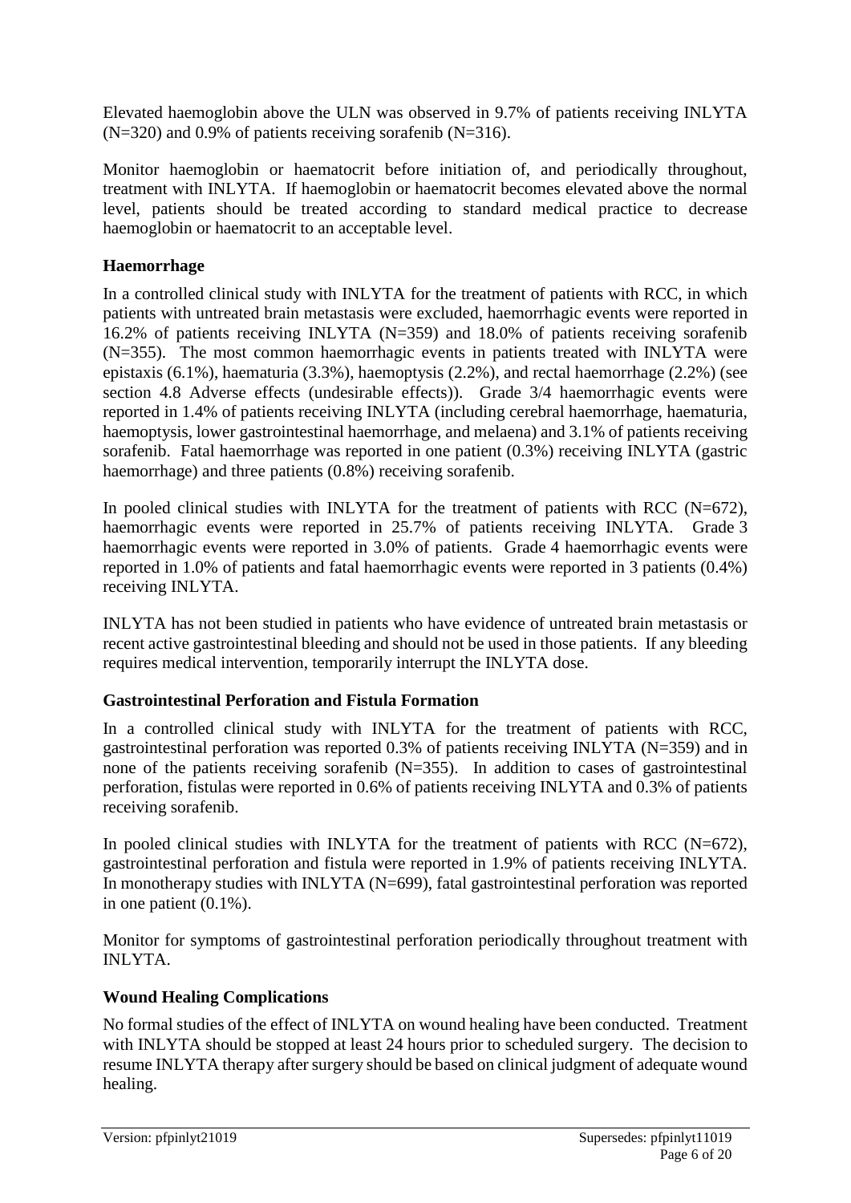Elevated haemoglobin above the ULN was observed in 9.7% of patients receiving INLYTA (N=320) and 0.9% of patients receiving sorafenib (N=316).

Monitor haemoglobin or haematocrit before initiation of, and periodically throughout, treatment with INLYTA. If haemoglobin or haematocrit becomes elevated above the normal level, patients should be treated according to standard medical practice to decrease haemoglobin or haematocrit to an acceptable level.

### Haemorrhage

In a controlled clinical study with INLYTA for the treatment of patients with RCC, in which patients with untreated brain metastasis were excluded, haemorrhagic events were reported in 16.2% of patients receiving INLYTA (N=359) and 18.0% of patients receiving sorafenib (N=355). The most common haemorrhagic events in patients treated with INLYTA were epistaxis (6.1%), haematuria (3.3%), haemoptysis (2.2%), and rectal haemorrhage (2.2%) (see section 4.8 Adverse effects (undesirable effects)). Grade 3/4 haemorrhagic events were reported in 1.4% of patients receiving INLYTA (including cerebral haemorrhage, haematuria, haemoptysis, lower gastrointestinal haemorrhage, and melaena) and 3.1% of patients receiving sorafenib. Fatal haemorrhage was reported in one patient (0.3%) receiving INLYTA (gastric haemorrhage) and three patients (0.8%) receiving sorafenib.

In pooled clinical studies with INLYTA for the treatment of patients with RCC (N=672), haemorrhagic events were reported in 25.7% of patients receiving INLYTA. Grade 3 haemorrhagic events were reported in 3.0% of patients. Grade 4 haemorrhagic events were reported in 1.0% of patients and fatal haemorrhagic events were reported in 3 patients (0.4%) receiving INLYTA.

INLYTA has not been studied in patients who have evidence of untreated brain metastasis or recent active gastrointestinal bleeding and should not be used in those patients. If any bleeding requires medical intervention, temporarily interrupt the INLYTA dose.

### Gastrointestinal Perforation and Fistula Formation

In a controlled clinical study with INLYTA for the treatment of patients with RCC, gastrointestinal perforation was reported 0.3% of patients receiving INLYTA (N=359) and in none of the patients receiving sorafenib (N=355). In addition to cases of gastrointestinal perforation, fistulas were reported in 0.6% of patients receiving INLYTA and 0.3% of patients receiving sorafenib.

In pooled clinical studies with INLYTA for the treatment of patients with RCC (N=672), gastrointestinal perforation and fistula were reported in 1.9% of patients receiving INLYTA. In monotherapy studies with INLYTA (N=699), fatal gastrointestinal perforation was reported in one patient (0.1%).

Monitor for symptoms of gastrointestinal perforation periodically throughout treatment with INLYTA.

### Wound Healing Complications

No formal studies of the effect of INLYTA on wound healing have been conducted. Treatment with INLYTA should be stopped at least 24 hours prior to scheduled surgery. The decision to resume INLYTA therapy after surgery should be based on clinical judgment of adequate wound healing.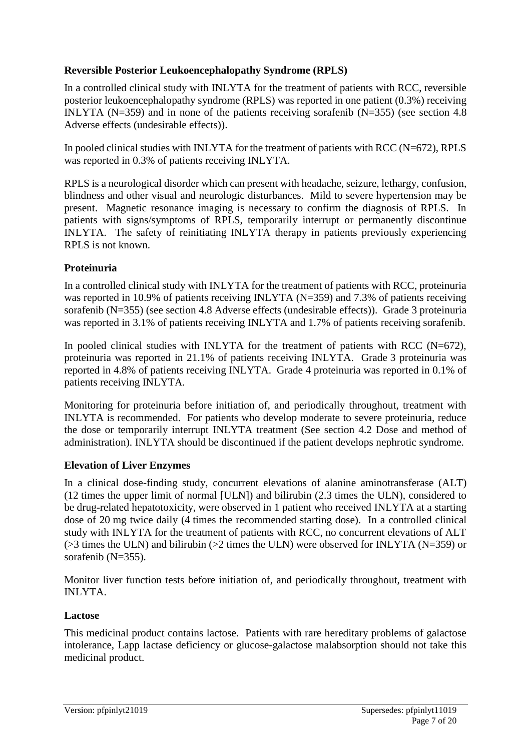**Reversible Posterior Leukoencephalopathy Syndrome (RPLS)**

In a controlled clinical study with INLYTA for the treatment of patients with RCC, reversible posterior leukoencephalopathy syndrome (RPLS) was reported in one patient (0.3%) receiving INLYTA (N=359) and in none of the patients receiving sorafenib (N=355) (see section 4.8 Adverse effects (undesirable effects)).

In pooled clinical studies with INLYTA for the treatment of patients with RCC (N=672), RPLS was reported in 0.3% of patients receiving INLYTA.

RPLS is a neurological disorder which can present with headache, seizure, lethargy, confusion, blindness and other visual and neurologic disturbances. Mild to severe hypertension may be present. Magnetic resonance imaging is necessary to confirm the diagnosis of RPLS. In patients with signs/symptoms of RPLS, temporarily interrupt or permanently discontinue INLYTA. The safety of reinitiating INLYTA therapy in patients previously experiencing RPLS is not known.

**Proteinuria**

In a controlled clinical study with INLYTA for the treatment of patients with RCC, proteinuria was reported in 10.9% of patients receiving INLYTA (N=359) and 7.3% of patients receiving sorafenib (N=355) (see section 4.8 Adverse effects (undesirable effects)). Grade 3 proteinuria was reported in 3.1% of patients receiving INLYTA and 1.7% of patients receiving sorafenib.

In pooled clinical studies with INLYTA for the treatment of patients with RCC (N=672), proteinuria was reported in 21.1% of patients receiving INLYTA. Grade 3 proteinuria was reported in 4.8% of patients receiving INLYTA. Grade 4 proteinuria was reported in 0.1% of patients receiving INLYTA.

Monitoring for proteinuria before initiation of, and periodically throughout, treatment with INLYTA is recommended. For patients who develop moderate to severe proteinuria, reduce the dose or temporarily interrupt INLYTA treatment (See section 4.2 Dose and method of administration). INLYTA should be discontinued if the patient develops nephrotic syndrome.

**Elevation of Liver Enzymes**

In a clinical dose-finding study, concurrent elevations of alanine aminotransferase (ALT) (12 times the upper limit of normal [ULN]) and bilirubin (2.3 times the ULN), considered to be drug-related hepatotoxicity, were observed in 1 patient who received INLYTA at a starting dose of 20 mg twice daily (4 times the recommended starting dose). In a controlled clinical study with INLYTA for the treatment of patients with RCC, no concurrent elevations of ALT (>3 times the ULN) and bilirubin (>2 times the ULN) were observed for INLYTA (N=359) or sorafenib (N=355).

Monitor liver function tests before initiation of, and periodically throughout, treatment with INLYTA.

**Lactose**

This medicinal product contains lactose. Patients with rare hereditary problems of galactose intolerance, Lapp lactase deficiency or glucose-galactose malabsorption should not take this medicinal product.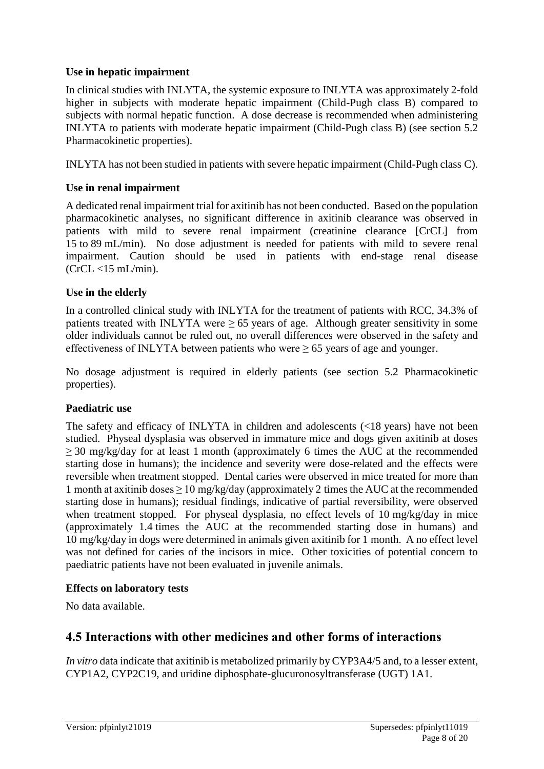**Use in hepatic impairment**

In clinical studies with INLYTA, the systemic exposure to INLYTA was approximately 2-fold higher in subjects with moderate hepatic impairment (Child-Pugh class B) compared to subjects with normal hepatic function. A dose decrease is recommended when administering INLYTA to patients with moderate hepatic impairment (Child-Pugh class B) (see section 5.2 Pharmacokinetic properties).

INLYTA has not been studied in patients with severe hepatic impairment (Child-Pugh class C).

**Use in renal impairment**

A dedicated renal impairment trial for axitinib has not been conducted. Based on the population pharmacokinetic analyses, no significant difference in axitinib clearance was observed in patients with mild to severe renal impairment (creatinine clearance [CrCL] from 15 to 89 mL/min). No dose adjustment is needed for patients with mild to severe renal impairment. Caution should be used in patients with end-stage renal disease (CrCL <15 mL/min).

**Use in the elderly**

In a controlled clinical study with INLYTA for the treatment of patients with RCC, 34.3% of patients treated with INLYTA were ≥ 65 years of age. Although greater sensitivity in some older individuals cannot be ruled out, no overall differences were observed in the safety and effectiveness of INLYTA between patients who were ≥ 65 years of age and younger.

No dosage adjustment is required in elderly patients (see section 5.2 Pharmacokinetic properties).

**Paediatric use**

The safety and efficacy of INLYTA in children and adolescents (<18 years) have not been studied. Physeal dysplasia was observed in immature mice and dogs given axitinib at doses ≥ 30 mg/kg/day for at least 1 month (approximately 6 times the AUC at the recommended starting dose in humans); the incidence and severity were dose-related and the effects were reversible when treatment stopped. Dental caries were observed in mice treated for more than 1 month at axitinib doses ≥ 10 mg/kg/day (approximately 2 times the AUC at the recommended starting dose in humans); residual findings, indicative of partial reversibility, were observed when treatment stopped. For physeal dysplasia, no effect levels of 10 mg/kg/day in mice (approximately 1.4 times the AUC at the recommended starting dose in humans) and 10 mg/kg/day in dogs were determined in animals given axitinib for 1 month. A no effect level was not defined for caries of the incisors in mice. Other toxicities of potential concern to paediatric patients have not been evaluated in juvenile animals.

**Effects on laboratory tests**

No data available.

## 4.5 Interactions with other medicines and other forms of interactions

*In vitro* data indicate that axitinib is metabolized primarily by CYP3A4/5 and, to a lesser extent, CYP1A2, CYP2C19, and uridine diphosphate-glucuronosyltransferase (UGT) 1A1.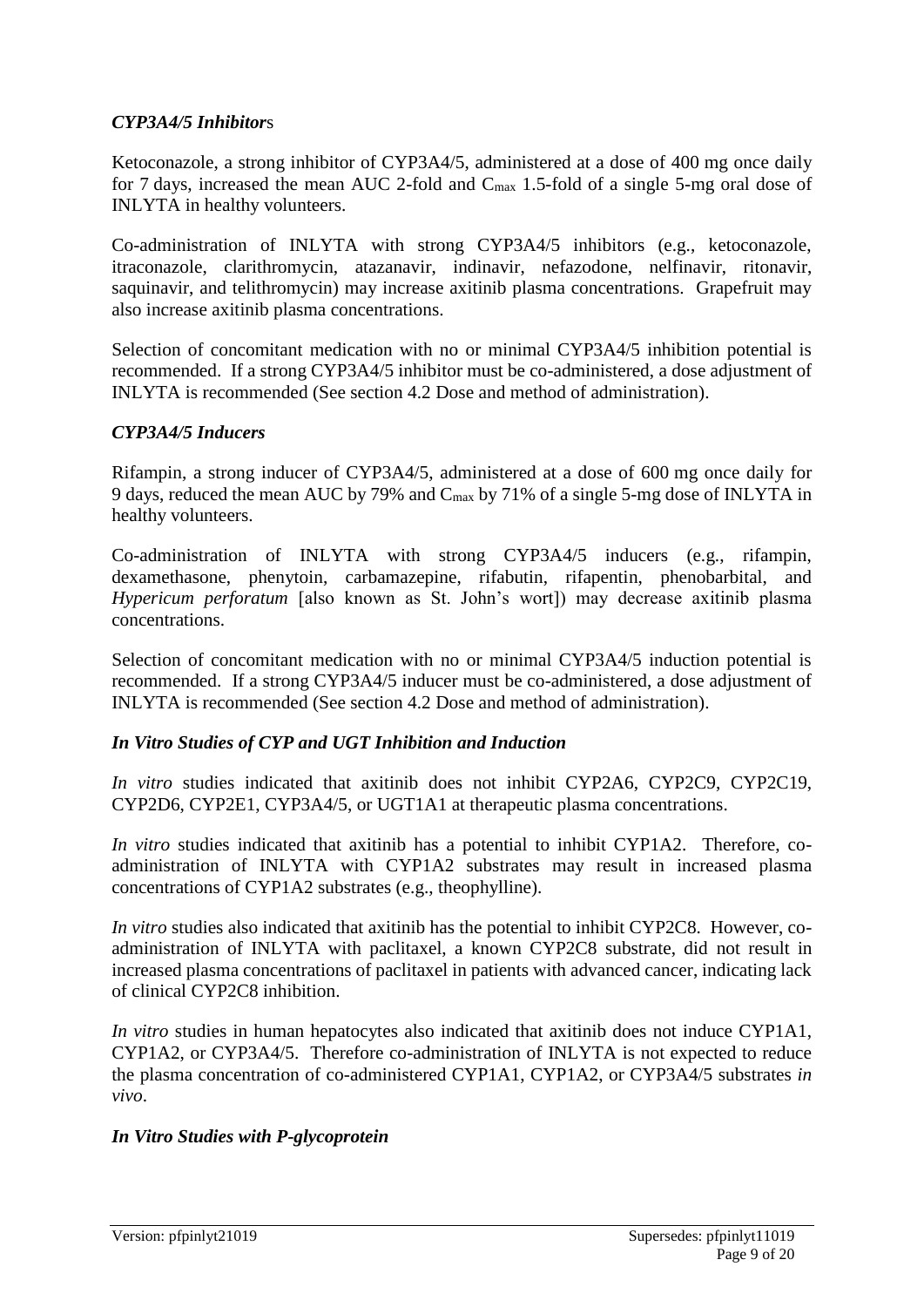### *CYP3A4/5 Inhibitors*

Ketoconazole, a strong inhibitor of CYP3A4/5, administered at a dose of 400 mg once daily for 7 days, increased the mean AUC 2-fold and $C_{max}$ 1.5-fold of a single 5-mg oral dose of INLYTA in healthy volunteers.

Co-administration of INLYTA with strong CYP3A4/5 inhibitors (e.g., ketoconazole, itraconazole, clarithromycin, atazanavir, indinavir, nefazodone, nelfinavir, ritonavir, saquinavir, and telithromycin) may increase axitinib plasma concentrations. Grapefruit may also increase axitinib plasma concentrations.

Selection of concomitant medication with no or minimal CYP3A4/5 inhibition potential is recommended. If a strong CYP3A4/5 inhibitor must be co-administered, a dose adjustment of INLYTA is recommended (See section 4.2 Dose and method of administration).

### *CYP3A4/5 Inducers*

Rifampin, a strong inducer of CYP3A4/5, administered at a dose of 600 mg once daily for 9 days, reduced the mean AUC by 79% and $C_{max}$ by 71% of a single 5-mg dose of INLYTA in healthy volunteers.

Co-administration of INLYTA with strong CYP3A4/5 inducers (e.g., rifampin, dexamethasone, phenytoin, carbamazepine, rifabutin, rifapentin, phenobarbital, and *Hypericum perforatum* [also known as St. John's wort]) may decrease axitinib plasma concentrations.

Selection of concomitant medication with no or minimal CYP3A4/5 induction potential is recommended. If a strong CYP3A4/5 inducer must be co-administered, a dose adjustment of INLYTA is recommended (See section 4.2 Dose and method of administration).

### *In Vitro Studies of CYP and UGT Inhibition and Induction*

*In vitro* studies indicated that axitinib does not inhibit CYP2A6, CYP2C9, CYP2C19, CYP2D6, CYP2E1, CYP3A4/5, or UGT1A1 at therapeutic plasma concentrations.

*In vitro* studies indicated that axitinib has a potential to inhibit CYP1A2. Therefore, co-administration of INLYTA with CYP1A2 substrates may result in increased plasma concentrations of CYP1A2 substrates (e.g., theophylline).

*In vitro* studies also indicated that axitinib has the potential to inhibit CYP2C8. However, co-administration of INLYTA with paclitaxel, a known CYP2C8 substrate, did not result in increased plasma concentrations of paclitaxel in patients with advanced cancer, indicating lack of clinical CYP2C8 inhibition.

*In vitro* studies in human hepatocytes also indicated that axitinib does not induce CYP1A1, CYP1A2, or CYP3A4/5. Therefore co-administration of INLYTA is not expected to reduce the plasma concentration of co-administered CYP1A1, CYP1A2, or CYP3A4/5 substrates *in vivo*.

### *In Vitro Studies with P-glycoprotein*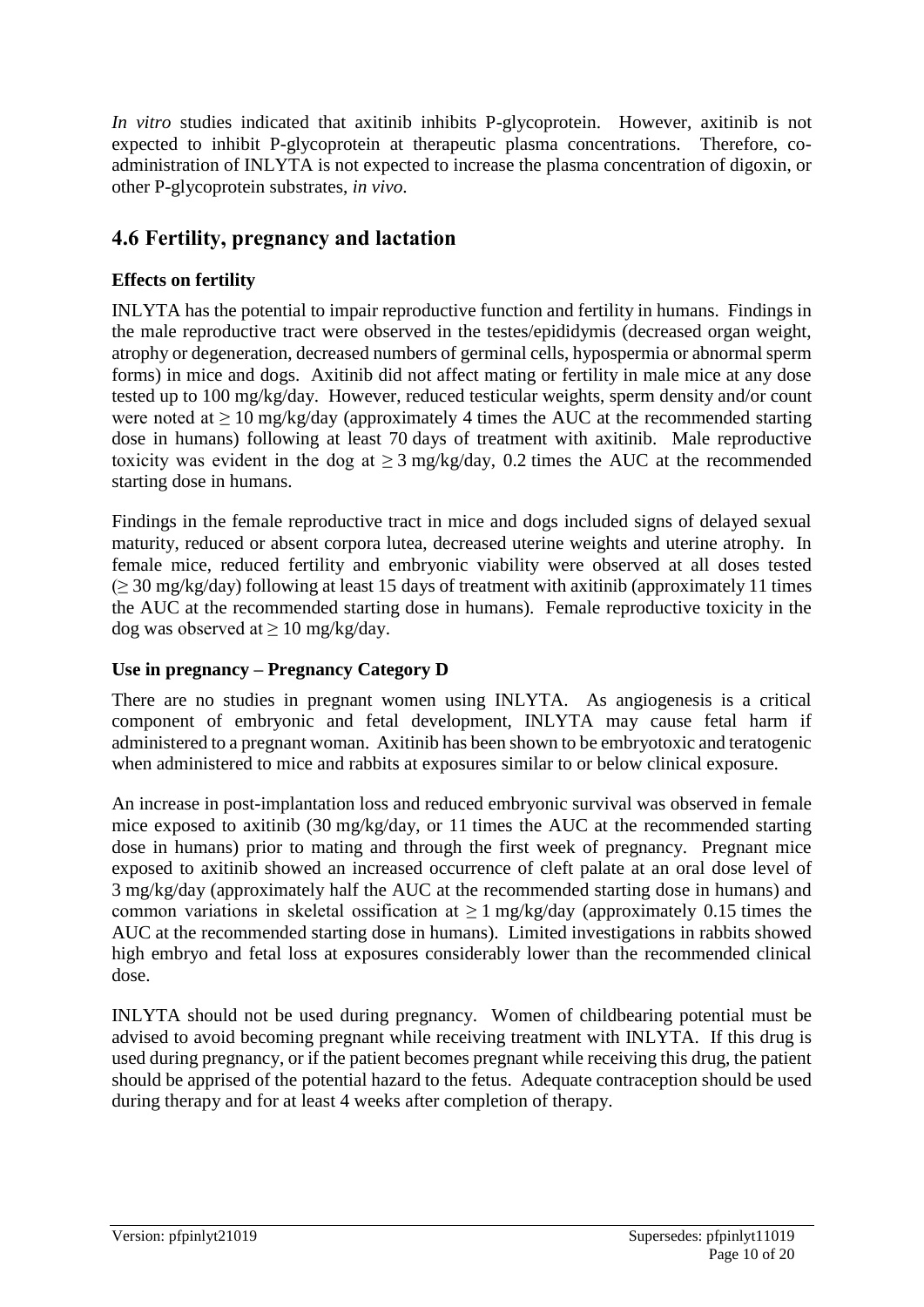*In vitro* studies indicated that axitinib inhibits P-glycoprotein. However, axitinib is not expected to inhibit P-glycoprotein at therapeutic plasma concentrations. Therefore, co-administration of INLYTA is not expected to increase the plasma concentration of digoxin, or other P-glycoprotein substrates, *in vivo*.

## 4.6 Fertility, pregnancy and lactation

### Effects on fertility

INLYTA has the potential to impair reproductive function and fertility in humans. Findings in the male reproductive tract were observed in the testes/epididymis (decreased organ weight, atrophy or degeneration, decreased numbers of germinal cells, hypospermia or abnormal sperm forms) in mice and dogs. Axitinib did not affect mating or fertility in male mice at any dose tested up to 100 mg/kg/day. However, reduced testicular weights, sperm density and/or count were noted at $\geq$ 10 mg/kg/day (approximately 4 times the AUC at the recommended starting dose in humans) following at least 70 days of treatment with axitinib. Male reproductive toxicity was evident in the dog at $\geq$ 3 mg/kg/day, 0.2 times the AUC at the recommended starting dose in humans.

Findings in the female reproductive tract in mice and dogs included signs of delayed sexual maturity, reduced or absent corpora lutea, decreased uterine weights and uterine atrophy. In female mice, reduced fertility and embryonic viability were observed at all doses tested ($\geq$ 30 mg/kg/day) following at least 15 days of treatment with axitinib (approximately 11 times the AUC at the recommended starting dose in humans). Female reproductive toxicity in the dog was observed at $\geq$ 10 mg/kg/day.

### Use in pregnancy – Pregnancy Category D

There are no studies in pregnant women using INLYTA. As angiogenesis is a critical component of embryonic and fetal development, INLYTA may cause fetal harm if administered to a pregnant woman. Axitinib has been shown to be embryotoxic and teratogenic when administered to mice and rabbits at exposures similar to or below clinical exposure.

An increase in post-implantation loss and reduced embryonic survival was observed in female mice exposed to axitinib (30 mg/kg/day, or 11 times the AUC at the recommended starting dose in humans) prior to mating and through the first week of pregnancy. Pregnant mice exposed to axitinib showed an increased occurrence of cleft palate at an oral dose level of 3 mg/kg/day (approximately half the AUC at the recommended starting dose in humans) and common variations in skeletal ossification at $\geq$ 1 mg/kg/day (approximately 0.15 times the AUC at the recommended starting dose in humans). Limited investigations in rabbits showed high embryo and fetal loss at exposures considerably lower than the recommended clinical dose.

INLYTA should not be used during pregnancy. Women of childbearing potential must be advised to avoid becoming pregnant while receiving treatment with INLYTA. If this drug is used during pregnancy, or if the patient becomes pregnant while receiving this drug, the patient should be apprised of the potential hazard to the fetus. Adequate contraception should be used during therapy and for at least 4 weeks after completion of therapy.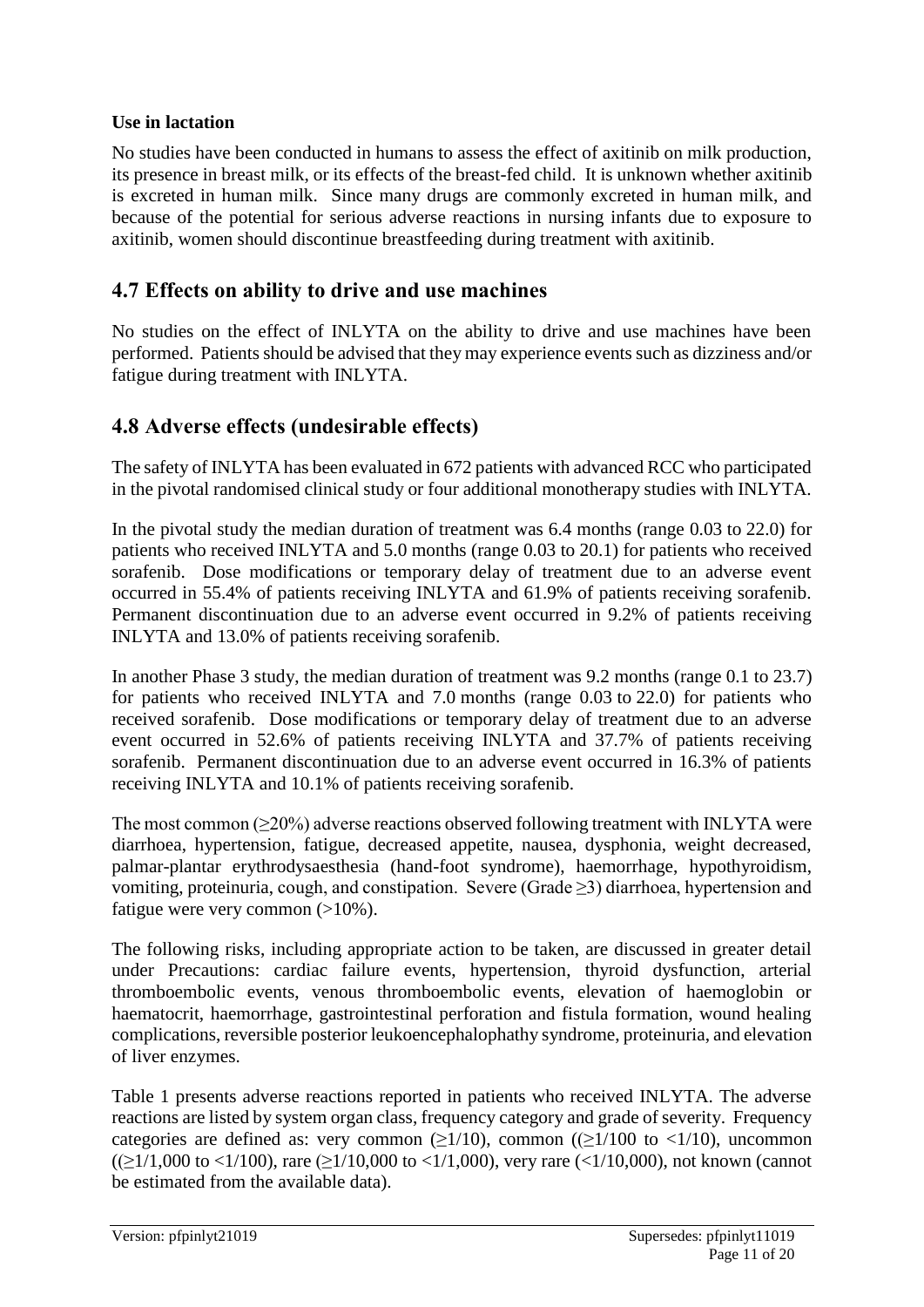**Use in lactation**

No studies have been conducted in humans to assess the effect of axitinib on milk production, its presence in breast milk, or its effects of the breast-fed child. It is unknown whether axitinib is excreted in human milk. Since many drugs are commonly excreted in human milk, and because of the potential for serious adverse reactions in nursing infants due to exposure to axitinib, women should discontinue breastfeeding during treatment with axitinib.

## 4.7 Effects on ability to drive and use machines

No studies on the effect of INLYTA on the ability to drive and use machines have been performed. Patients should be advised that they may experience events such as dizziness and/or fatigue during treatment with INLYTA.

## 4.8 Adverse effects (undesirable effects)

The safety of INLYTA has been evaluated in 672 patients with advanced RCC who participated in the pivotal randomised clinical study or four additional monotherapy studies with INLYTA.

In the pivotal study the median duration of treatment was 6.4 months (range 0.03 to 22.0) for patients who received INLYTA and 5.0 months (range 0.03 to 20.1) for patients who received sorafenib. Dose modifications or temporary delay of treatment due to an adverse event occurred in 55.4% of patients receiving INLYTA and 61.9% of patients receiving sorafenib. Permanent discontinuation due to an adverse event occurred in 9.2% of patients receiving INLYTA and 13.0% of patients receiving sorafenib.

In another Phase 3 study, the median duration of treatment was 9.2 months (range 0.1 to 23.7) for patients who received INLYTA and 7.0 months (range 0.03 to 22.0) for patients who received sorafenib. Dose modifications or temporary delay of treatment due to an adverse event occurred in 52.6% of patients receiving INLYTA and 37.7% of patients receiving sorafenib. Permanent discontinuation due to an adverse event occurred in 16.3% of patients receiving INLYTA and 10.1% of patients receiving sorafenib.

The most common (≥20%) adverse reactions observed following treatment with INLYTA were diarrhoea, hypertension, fatigue, decreased appetite, nausea, dysphonia, weight decreased, palmar-plantar erythrodysaesthesia (hand-foot syndrome), haemorrhage, hypothyroidism, vomiting, proteinuria, cough, and constipation. Severe (Grade ≥3) diarrhoea, hypertension and fatigue were very common (>10%).

The following risks, including appropriate action to be taken, are discussed in greater detail under Precautions: cardiac failure events, hypertension, thyroid dysfunction, arterial thromboembolic events, venous thromboembolic events, elevation of haemoglobin or haematocrit, haemorrhage, gastrointestinal perforation and fistula formation, wound healing complications, reversible posterior leukoencephalophathy syndrome, proteinuria, and elevation of liver enzymes.

Table 1 presents adverse reactions reported in patients who received INLYTA. The adverse reactions are listed by system organ class, frequency category and grade of severity. Frequency categories are defined as: very common (≥1/10), common ((≥1/100 to <1/10), uncommon ((≥1/1,000 to <1/100), rare (≥1/10,000 to <1/1,000), very rare (<1/10,000), not known (cannot be estimated from the available data).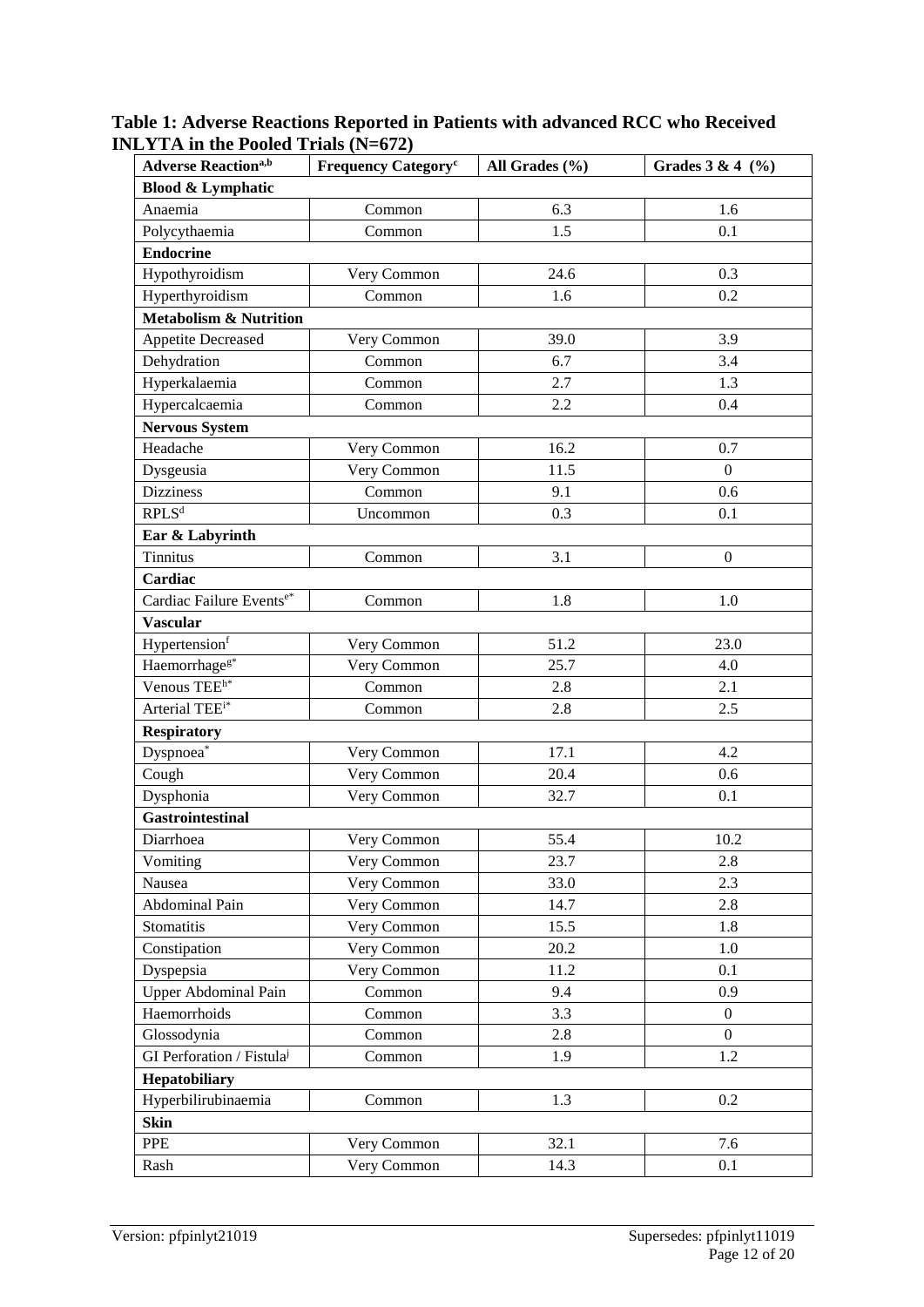**Table 1: Adverse Reactions Reported in Patients with advanced RCC who Received INLYTA in the Pooled Trials (N=672)**

| Adverse Reaction[a,b] | Frequency Category[c] | All Grades (%) | Grades 3 & 4 (%) |
|---|---|---|---|
| **Blood & Lymphatic** | | | |
| Anaemia | Common | 6.3 | 1.6 |
| Polycythaemia | Common | 1.5 | 0.1 |
| **Endocrine** | | | |
| Hypothyroidism | Very Common | 24.6 | 0.3 |
| Hyperthyroidism | Common | 1.6 | 0.2 |
| **Metabolism & Nutrition** | | | |
| Appetite Decreased | Very Common | 39.0 | 3.9 |
| Dehydration | Common | 6.7 | 3.4 |
| Hyperkalaemia | Common | 2.7 | 1.3 |
| Hypercalcaemia | Common | 2.2 | 0.4 |
| **Nervous System** | | | |
| Headache | Very Common | 16.2 | 0.7 |
| Dysgeusia | Very Common | 11.5 | 0 |
| Dizziness | Common | 9.1 | 0.6 |
| RPLS[d] | Uncommon | 0.3 | 0.1 |
| **Ear & Labyrinth** | | | |
| Tinnitus | Common | 3.1 | 0 |
| **Cardiac** | | | |
| Cardiac Failure Events[e*] | Common | 1.8 | 1.0 |
| **Vascular** | | | |
| Hypertension[f] | Very Common | 51.2 | 23.0 |
| Haemorrhage[g*] | Very Common | 25.7 | 4.0 |
| Venous TEE[h*] | Common | 2.8 | 2.1 |
| Arterial TEE[i*] | Common | 2.8 | 2.5 |
| **Respiratory** | | | |
| Dyspnoea* | Very Common | 17.1 | 4.2 |
| Cough | Very Common | 20.4 | 0.6 |
| Dysphonia | Very Common | 32.7 | 0.1 |
| **Gastrointestinal** | | | |
| Diarrhoea | Very Common | 55.4 | 10.2 |
| Vomiting | Very Common | 23.7 | 2.8 |
| Nausea | Very Common | 33.0 | 2.3 |
| Abdominal Pain | Very Common | 14.7 | 2.8 |
| Stomatitis | Very Common | 15.5 | 1.8 |
| Constipation | Very Common | 20.2 | 1.0 |
| Dyspepsia | Very Common | 11.2 | 0.1 |
| Upper Abdominal Pain | Common | 9.4 | 0.9 |
| Haemorrhoids | Common | 3.3 | 0 |
| Glossodynia | Common | 2.8 | 0 |
| GI Perforation / Fistula[j] | Common | 1.9 | 1.2 |
| **Hepatobiliary** | | | |
| Hyperbilirubinaemia | Common | 1.3 | 0.2 |
| **Skin** | | | |
| PPE | Very Common | 32.1 | 7.6 |
| Rash | Very Common | 14.3 | 0.1 |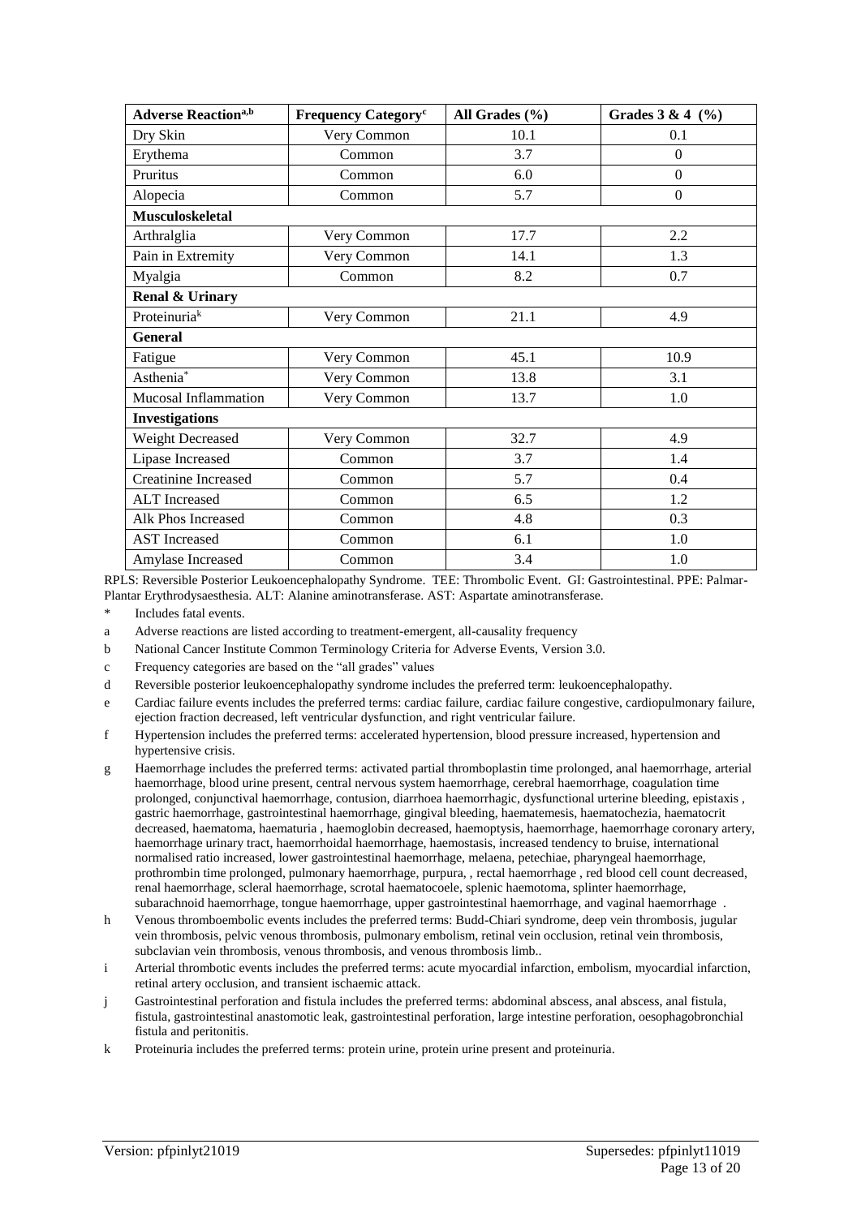| Adverse Reaction[a,b] | Frequency Category[c] | All Grades (%) | Grades 3 & 4 (%) |
|---|---|---|---|
| Dry Skin | Very Common | 10.1 | 0.1 |
| Erythema | Common | 3.7 | 0 |
| Pruritus | Common | 6.0 | 0 |
| Alopecia | Common | 5.7 | 0 |
| **Musculoskeletal** | | | |
| Arthralglia | Very Common | 17.7 | 2.2 |
| Pain in Extremity | Very Common | 14.1 | 1.3 |
| Myalgia | Common | 8.2 | 0.7 |
| **Renal & Urinary** | | | |
| Proteinuria[k] | Very Common | 21.1 | 4.9 |
| **General** | | | |
| Fatigue | Very Common | 45.1 | 10.9 |
| Asthenia* | Very Common | 13.8 | 3.1 |
| Mucosal Inflammation | Very Common | 13.7 | 1.0 |
| **Investigations** | | | |
| Weight Decreased | Very Common | 32.7 | 4.9 |
| Lipase Increased | Common | 3.7 | 1.4 |
| Creatinine Increased | Common | 5.7 | 0.4 |
| ALT Increased | Common | 6.5 | 1.2 |
| Alk Phos Increased | Common | 4.8 | 0.3 |
| AST Increased | Common | 6.1 | 1.0 |
| Amylase Increased | Common | 3.4 | 1.0 |

RPLS: Reversible Posterior Leukoencephalopathy Syndrome. TEE: Thrombolic Event. GI: Gastrointestinal. PPE: Palmar-Plantar Erythrodysaesthesia. ALT: Alanine aminotransferase. AST: Aspartate aminotransferase.

\* Includes fatal events.

a Adverse reactions are listed according to treatment-emergent, all-causality frequency

b National Cancer Institute Common Terminology Criteria for Adverse Events, Version 3.0.

c Frequency categories are based on the "all grades" values

d Reversible posterior leukoencephalopathy syndrome includes the preferred term: leukoencephalopathy.

e Cardiac failure events includes the preferred terms: cardiac failure, cardiac failure congestive, cardiopulmonary failure, ejection fraction decreased, left ventricular dysfunction, and right ventricular failure.

f Hypertension includes the preferred terms: accelerated hypertension, blood pressure increased, hypertension and hypertensive crisis.

g Haemorrhage includes the preferred terms: activated partial thromboplastin time prolonged, anal haemorrhage, arterial haemorrhage, blood urine present, central nervous system haemorrhage, cerebral haemorrhage, coagulation time prolonged, conjunctival haemorrhage, contusion, diarrhoea haemorrhagic, dysfunctional urterine bleeding, epistaxis , gastric haemorrhage, gastrointestinal haemorrhage, gingival bleeding, haematemesis, haematochezia, haematocrit decreased, haematoma, haematuria , haemoglobin decreased, haemoptysis, haemorrhage, haemorrhage coronary artery, haemorrhage urinary tract, haemorrhoidal haemorrhage, haemostasis, increased tendency to bruise, international normalised ratio increased, lower gastrointestinal haemorrhage, melaena, petechiae, pharyngeal haemorrhage, prothrombin time prolonged, pulmonary haemorrhage, purpura, , rectal haemorrhage , red blood cell count decreased, renal haemorrhage, scleral haemorrhage, scrotal haematocoele, splenic haemotoma, splinter haemorrhage, subarachnoid haemorrhage, tongue haemorrhage, upper gastrointestinal haemorrhage, and vaginal haemorrhage .

h Venous thromboembolic events includes the preferred terms: Budd-Chiari syndrome, deep vein thrombosis, jugular vein thrombosis, pelvic venous thrombosis, pulmonary embolism, retinal vein occlusion, retinal vein thrombosis, subclavian vein thrombosis, venous thrombosis, and venous thrombosis limb..

i Arterial thrombotic events includes the preferred terms: acute myocardial infarction, embolism, myocardial infarction, retinal artery occlusion, and transient ischaemic attack.

j Gastrointestinal perforation and fistula includes the preferred terms: abdominal abscess, anal abscess, anal fistula, fistula, gastrointestinal anastomotic leak, gastrointestinal perforation, large intestine perforation, oesophagobronchial fistula and peritonitis.

k Proteinuria includes the preferred terms: protein urine, protein urine present and proteinuria.

Version: pfpinlyt21019 Supersedes: pfpinlyt11019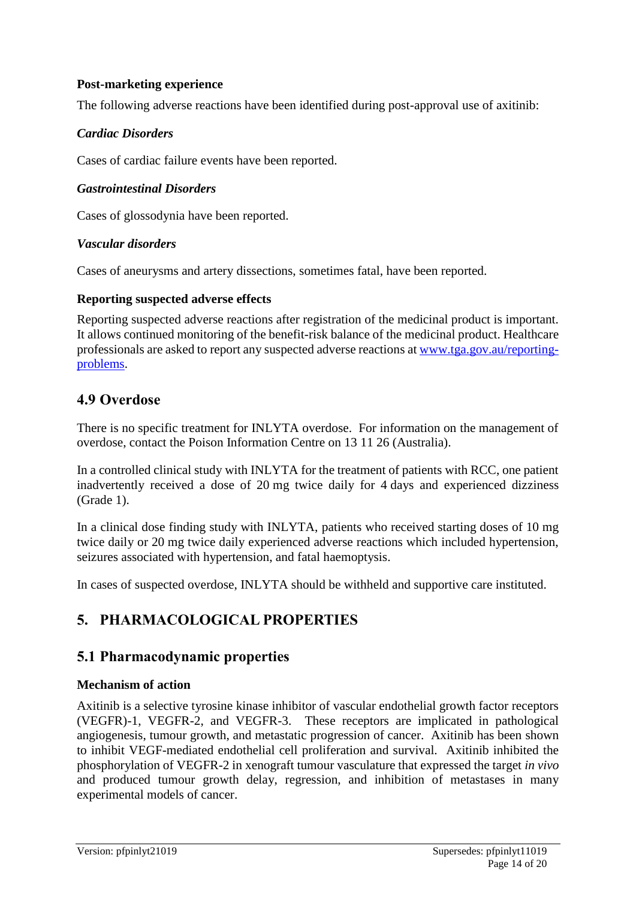**Post-marketing experience**

The following adverse reactions have been identified during post-approval use of axitinib:

***Cardiac Disorders***

Cases of cardiac failure events have been reported.

***Gastrointestinal Disorders***

Cases of glossodynia have been reported.

***Vascular disorders***

Cases of aneurysms and artery dissections, sometimes fatal, have been reported.

**Reporting suspected adverse effects**

Reporting suspected adverse reactions after registration of the medicinal product is important. It allows continued monitoring of the benefit-risk balance of the medicinal product. Healthcare professionals are asked to report any suspected adverse reactions at [www.tga.gov.au/reporting-problems](www.tga.gov.au/reporting-problems).

## 4.9 Overdose

There is no specific treatment for INLYTA overdose. For information on the management of overdose, contact the Poison Information Centre on 13 11 26 (Australia).

In a controlled clinical study with INLYTA for the treatment of patients with RCC, one patient inadvertently received a dose of 20 mg twice daily for 4 days and experienced dizziness (Grade 1).

In a clinical dose finding study with INLYTA, patients who received starting doses of 10 mg twice daily or 20 mg twice daily experienced adverse reactions which included hypertension, seizures associated with hypertension, and fatal haemoptysis.

In cases of suspected overdose, INLYTA should be withheld and supportive care instituted.

# 5. PHARMACOLOGICAL PROPERTIES

## 5.1 Pharmacodynamic properties

**Mechanism of action**

Axitinib is a selective tyrosine kinase inhibitor of vascular endothelial growth factor receptors (VEGFR)-1, VEGFR-2, and VEGFR-3. These receptors are implicated in pathological angiogenesis, tumour growth, and metastatic progression of cancer. Axitinib has been shown to inhibit VEGF-mediated endothelial cell proliferation and survival. Axitinib inhibited the phosphorylation of VEGFR-2 in xenograft tumour vasculature that expressed the target *in vivo* and produced tumour growth delay, regression, and inhibition of metastases in many experimental models of cancer.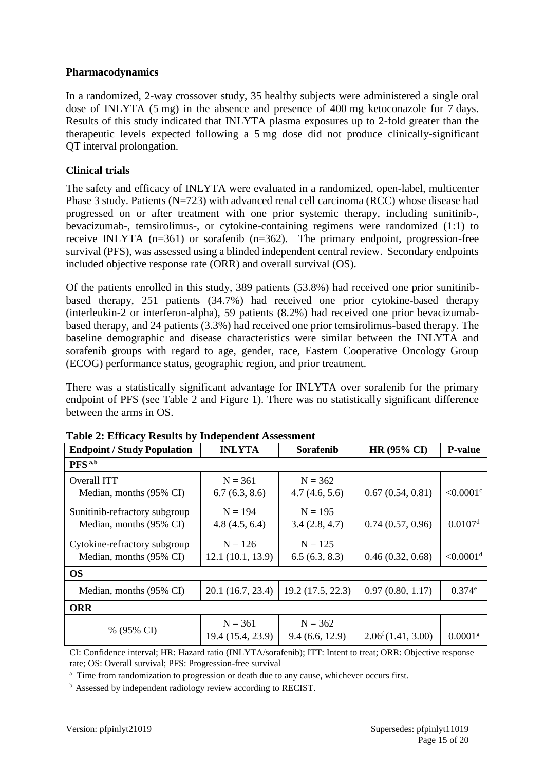## Pharmacodynamics

In a randomized, 2-way crossover study, 35 healthy subjects were administered a single oral dose of INLYTA (5 mg) in the absence and presence of 400 mg ketoconazole for 7 days. Results of this study indicated that INLYTA plasma exposures up to 2-fold greater than the therapeutic levels expected following a 5 mg dose did not produce clinically-significant QT interval prolongation.

## Clinical trials

The safety and efficacy of INLYTA were evaluated in a randomized, open-label, multicenter Phase 3 study. Patients (N=723) with advanced renal cell carcinoma (RCC) whose disease had progressed on or after treatment with one prior systemic therapy, including sunitinib-, bevacizumab-, temsirolimus-, or cytokine-containing regimens were randomized (1:1) to receive INLYTA (n=361) or sorafenib (n=362). The primary endpoint, progression-free survival (PFS), was assessed using a blinded independent central review. Secondary endpoints included objective response rate (ORR) and overall survival (OS).

Of the patients enrolled in this study, 389 patients (53.8%) had received one prior sunitinib-based therapy, 251 patients (34.7%) had received one prior cytokine-based therapy (interleukin-2 or interferon-alpha), 59 patients (8.2%) had received one prior bevacizumab-based therapy, and 24 patients (3.3%) had received one prior temsirolimus-based therapy. The baseline demographic and disease characteristics were similar between the INLYTA and sorafenib groups with regard to age, gender, race, Eastern Cooperative Oncology Group (ECOG) performance status, geographic region, and prior treatment.

There was a statistically significant advantage for INLYTA over sorafenib for the primary endpoint of PFS (see Table 2 and Figure 1). There was no statistically significant difference between the arms in OS.

**Table 2: Efficacy Results by Independent Assessment**

| Endpoint / Study Population | INLYTA | Sorafenib | HR (95% CI) | P-value |
|---|---|---|---|---|
| **PFS** [a,b] | | | | |
| Overall ITT<br>Median, months (95% CI) | N = 361<br>6.7 (6.3, 8.6) | N = 362<br>4.7 (4.6, 5.6) | 0.67 (0.54, 0.81) | <0.0001[c] |
| Sunitinib-refractory subgroup<br>Median, months (95% CI) | N = 194<br>4.8 (4.5, 6.4) | N = 195<br>3.4 (2.8, 4.7) | 0.74 (0.57, 0.96) | 0.0107[d] |
| Cytokine-refractory subgroup<br>Median, months (95% CI) | N = 126<br>12.1 (10.1, 13.9) | N = 125<br>6.5 (6.3, 8.3) | 0.46 (0.32, 0.68) | <0.0001[d] |
| **OS** | | | | |
| Median, months (95% CI) | 20.1 (16.7, 23.4) | 19.2 (17.5, 22.3) | 0.97 (0.80, 1.17) | 0.374[e] |
| **ORR** | | | | |
| % (95% CI) | N = 361<br>19.4 (15.4, 23.9) | N = 362<br>9.4 (6.6, 12.9) | 2.06[f] (1.41, 3.00) | 0.0001[g] |

CI: Confidence interval; HR: Hazard ratio (INLYTA/sorafenib); ITT: Intent to treat; ORR: Objective response rate; OS: Overall survival; PFS: Progression-free survival

[a] Time from randomization to progression or death due to any cause, whichever occurs first.

[b] Assessed by independent radiology review according to RECIST.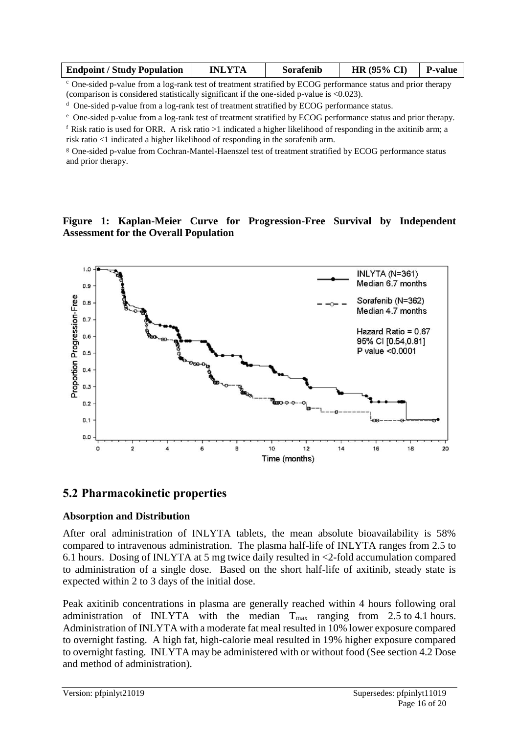| Endpoint / Study Population | INLYTA | Sorafenib | HR (95% CI) | P-value |
|---|---|---|---|---|

[c] One-sided p-value from a log-rank test of treatment stratified by ECOG performance status and prior therapy (comparison is considered statistically significant if the one-sided p-value is <0.023).

[d] One-sided p-value from a log-rank test of treatment stratified by ECOG performance status.

[e] One-sided p-value from a log-rank test of treatment stratified by ECOG performance status and prior therapy.

[f] Risk ratio is used for ORR. A risk ratio >1 indicated a higher likelihood of responding in the axitinib arm; a risk ratio <1 indicated a higher likelihood of responding in the sorafenib arm.

[g] One-sided p-value from Cochran-Mantel-Haenszel test of treatment stratified by ECOG performance status and prior therapy.

**Figure 1: Kaplan-Meier Curve for Progression-Free Survival by Independent Assessment for the Overall Population**

## 5.2 Pharmacokinetic properties

### Absorption and Distribution

After oral administration of INLYTA tablets, the mean absolute bioavailability is 58% compared to intravenous administration. The plasma half-life of INLYTA ranges from 2.5 to 6.1 hours. Dosing of INLYTA at 5 mg twice daily resulted in <2-fold accumulation compared to administration of a single dose. Based on the short half-life of axitinib, steady state is expected within 2 to 3 days of the initial dose.

Peak axitinib concentrations in plasma are generally reached within 4 hours following oral administration of INLYTA with the median $T_{max}$ ranging from 2.5 to 4.1 hours. Administration of INLYTA with a moderate fat meal resulted in 10% lower exposure compared to overnight fasting. A high fat, high-calorie meal resulted in 19% higher exposure compared to overnight fasting. INLYTA may be administered with or without food (See section 4.2 Dose and method of administration).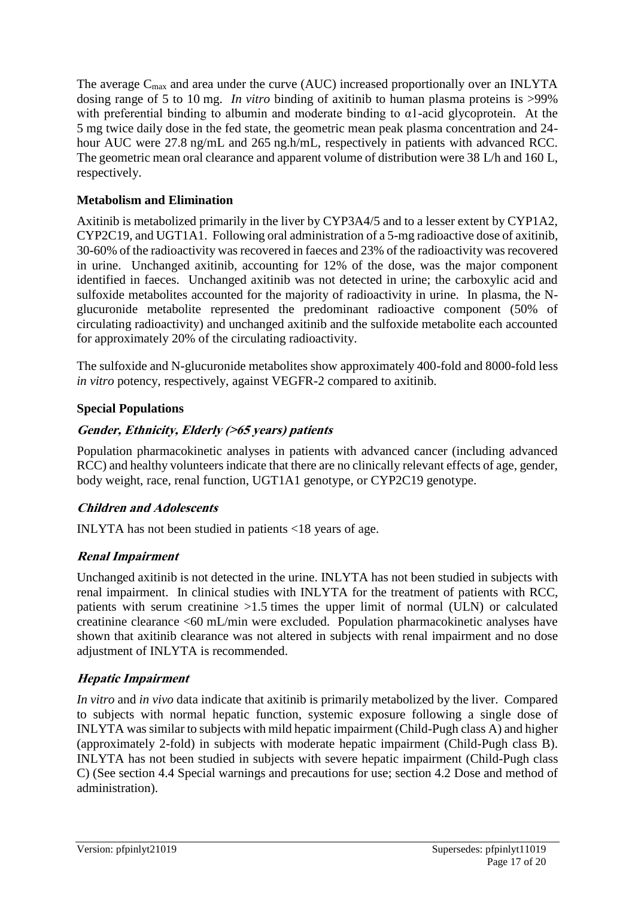The average $C_{max}$ and area under the curve (AUC) increased proportionally over an INLYTA dosing range of 5 to 10 mg. *In vitro* binding of axitinib to human plasma proteins is >99% with preferential binding to albumin and moderate binding to α1-acid glycoprotein. At the 5 mg twice daily dose in the fed state, the geometric mean peak plasma concentration and 24-hour AUC were 27.8 ng/mL and 265 ng.h/mL, respectively in patients with advanced RCC. The geometric mean oral clearance and apparent volume of distribution were 38 L/h and 160 L, respectively.

**Metabolism and Elimination**

Axitinib is metabolized primarily in the liver by CYP3A4/5 and to a lesser extent by CYP1A2, CYP2C19, and UGT1A1. Following oral administration of a 5-mg radioactive dose of axitinib, 30-60% of the radioactivity was recovered in faeces and 23% of the radioactivity was recovered in urine. Unchanged axitinib, accounting for 12% of the dose, was the major component identified in faeces. Unchanged axitinib was not detected in urine; the carboxylic acid and sulfoxide metabolites accounted for the majority of radioactivity in urine. In plasma, the N-glucuronide metabolite represented the predominant radioactive component (50% of circulating radioactivity) and unchanged axitinib and the sulfoxide metabolite each accounted for approximately 20% of the circulating radioactivity.

The sulfoxide and N-glucuronide metabolites show approximately 400-fold and 8000-fold less *in vitro* potency, respectively, against VEGFR-2 compared to axitinib.

**Special Populations**

***Gender, Ethnicity, Elderly (>65 years) patients***

Population pharmacokinetic analyses in patients with advanced cancer (including advanced RCC) and healthy volunteers indicate that there are no clinically relevant effects of age, gender, body weight, race, renal function, UGT1A1 genotype, or CYP2C19 genotype.

***Children and Adolescents***

INLYTA has not been studied in patients <18 years of age.

***Renal Impairment***

Unchanged axitinib is not detected in the urine. INLYTA has not been studied in subjects with renal impairment. In clinical studies with INLYTA for the treatment of patients with RCC, patients with serum creatinine >1.5 times the upper limit of normal (ULN) or calculated creatinine clearance <60 mL/min were excluded. Population pharmacokinetic analyses have shown that axitinib clearance was not altered in subjects with renal impairment and no dose adjustment of INLYTA is recommended.

***Hepatic Impairment***

*In vitro* and *in vivo* data indicate that axitinib is primarily metabolized by the liver. Compared to subjects with normal hepatic function, systemic exposure following a single dose of INLYTA was similar to subjects with mild hepatic impairment (Child-Pugh class A) and higher (approximately 2-fold) in subjects with moderate hepatic impairment (Child-Pugh class B). INLYTA has not been studied in subjects with severe hepatic impairment (Child-Pugh class C) (See section 4.4 Special warnings and precautions for use; section 4.2 Dose and method of administration).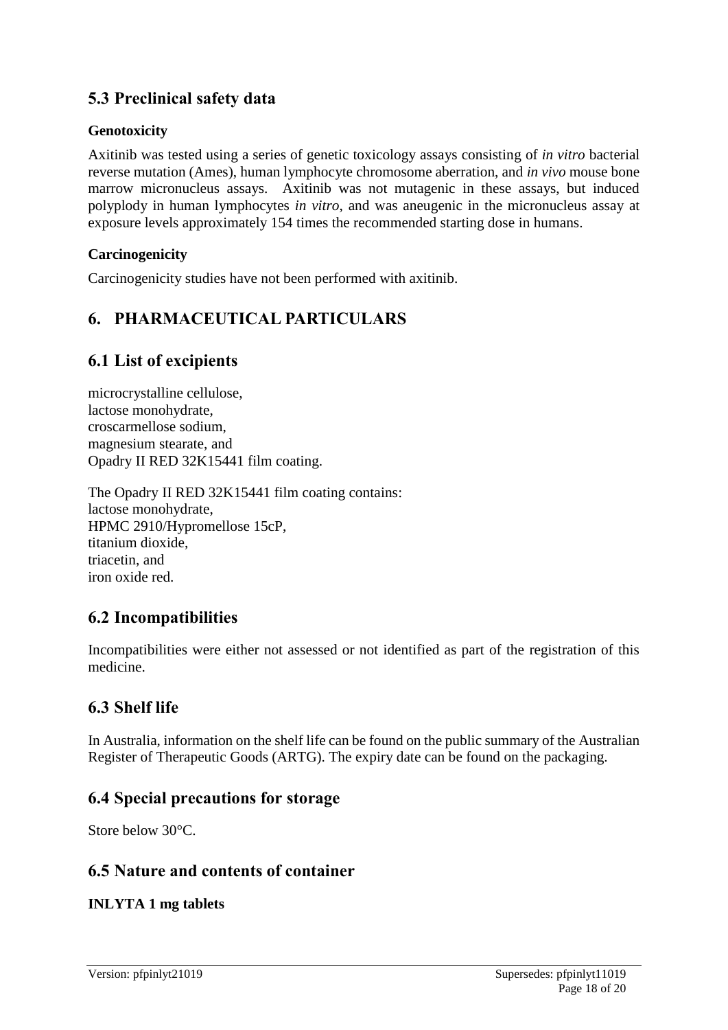## 5.3 Preclinical safety data

**Genotoxicity**

Axitinib was tested using a series of genetic toxicology assays consisting of *in vitro* bacterial reverse mutation (Ames), human lymphocyte chromosome aberration, and *in vivo* mouse bone marrow micronucleus assays. Axitinib was not mutagenic in these assays, but induced polyplody in human lymphocytes *in vitro*, and was aneugenic in the micronucleus assay at exposure levels approximately 154 times the recommended starting dose in humans.

**Carcinogenicity**

Carcinogenicity studies have not been performed with axitinib.

# 6. PHARMACEUTICAL PARTICULARS

## 6.1 List of excipients

microcrystalline cellulose,
lactose monohydrate,
croscarmellose sodium,
magnesium stearate, and
Opadry II RED 32K15441 film coating.

The Opadry II RED 32K15441 film coating contains:
lactose monohydrate,
HPMC 2910/Hypromellose 15cP,
titanium dioxide,
triacetin, and
iron oxide red.

## 6.2 Incompatibilities

Incompatibilities were either not assessed or not identified as part of the registration of this medicine.

## 6.3 Shelf life

In Australia, information on the shelf life can be found on the public summary of the Australian Register of Therapeutic Goods (ARTG). The expiry date can be found on the packaging.

## 6.4 Special precautions for storage

Store below 30°C.

## 6.5 Nature and contents of container

**INLYTA 1 mg tablets**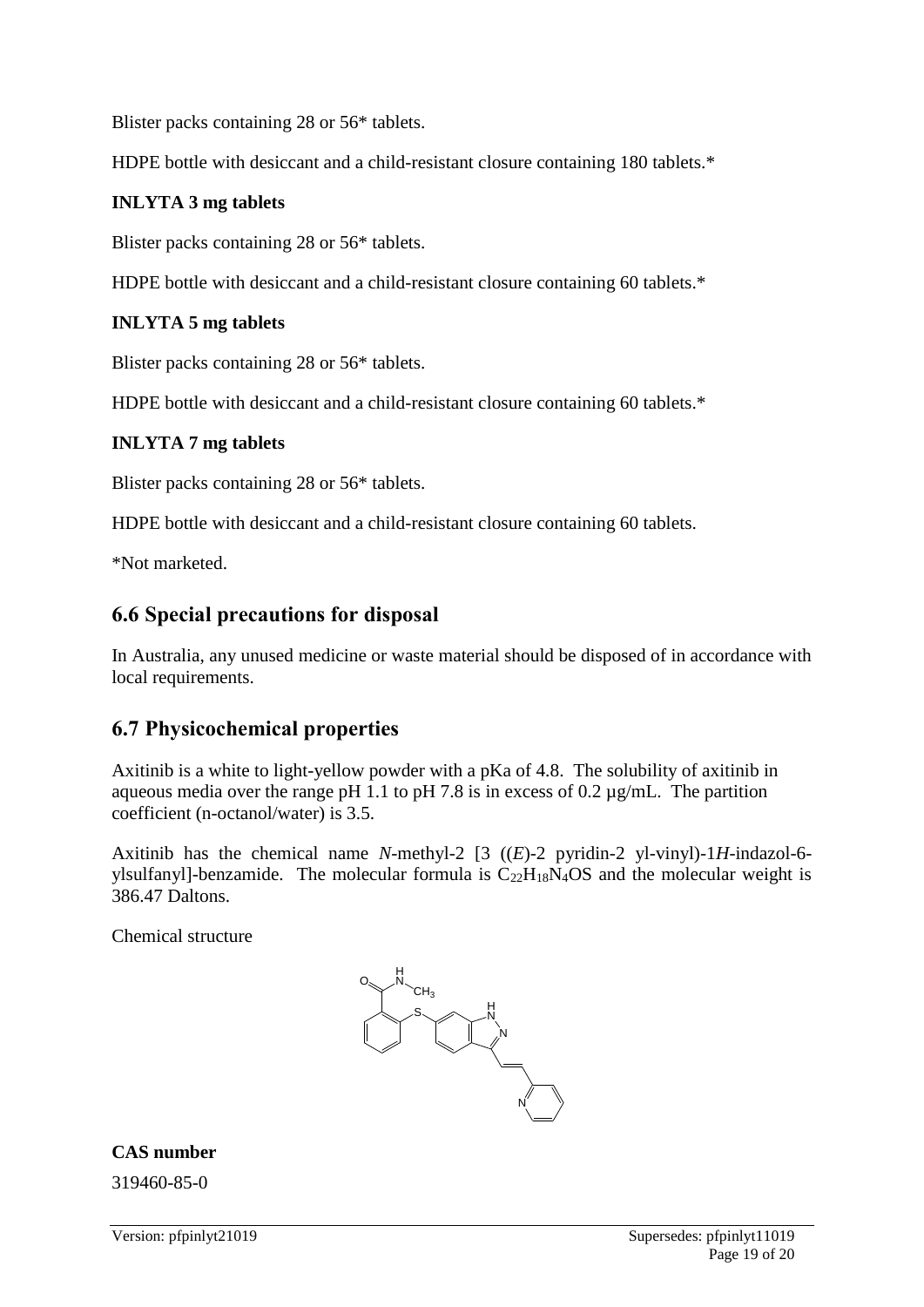Blister packs containing 28 or 56* tablets.

HDPE bottle with desiccant and a child-resistant closure containing 180 tablets.*

**INLYTA 3 mg tablets**

Blister packs containing 28 or 56* tablets.

HDPE bottle with desiccant and a child-resistant closure containing 60 tablets.*

**INLYTA 5 mg tablets**

Blister packs containing 28 or 56* tablets.

HDPE bottle with desiccant and a child-resistant closure containing 60 tablets.*

**INLYTA 7 mg tablets**

Blister packs containing 28 or 56* tablets.

HDPE bottle with desiccant and a child-resistant closure containing 60 tablets.

*Not marketed.

## 6.6 Special precautions for disposal

In Australia, any unused medicine or waste material should be disposed of in accordance with local requirements.

## 6.7 Physicochemical properties

Axitinib is a white to light-yellow powder with a pKa of 4.8. The solubility of axitinib in aqueous media over the range pH 1.1 to pH 7.8 is in excess of 0.2 µg/mL. The partition coefficient (n-octanol/water) is 3.5.

Axitinib has the chemical name *N*-methyl-2 [3 ((*E*)-2 pyridin-2 yl-vinyl)-1*H*-indazol-6-ylsulfanyl]-benzamide. The molecular formula is $C_{22}H_{18}N_4OS$ and the molecular weight is 386.47 Daltons.

Chemical structure

**CAS number**

319460-85-0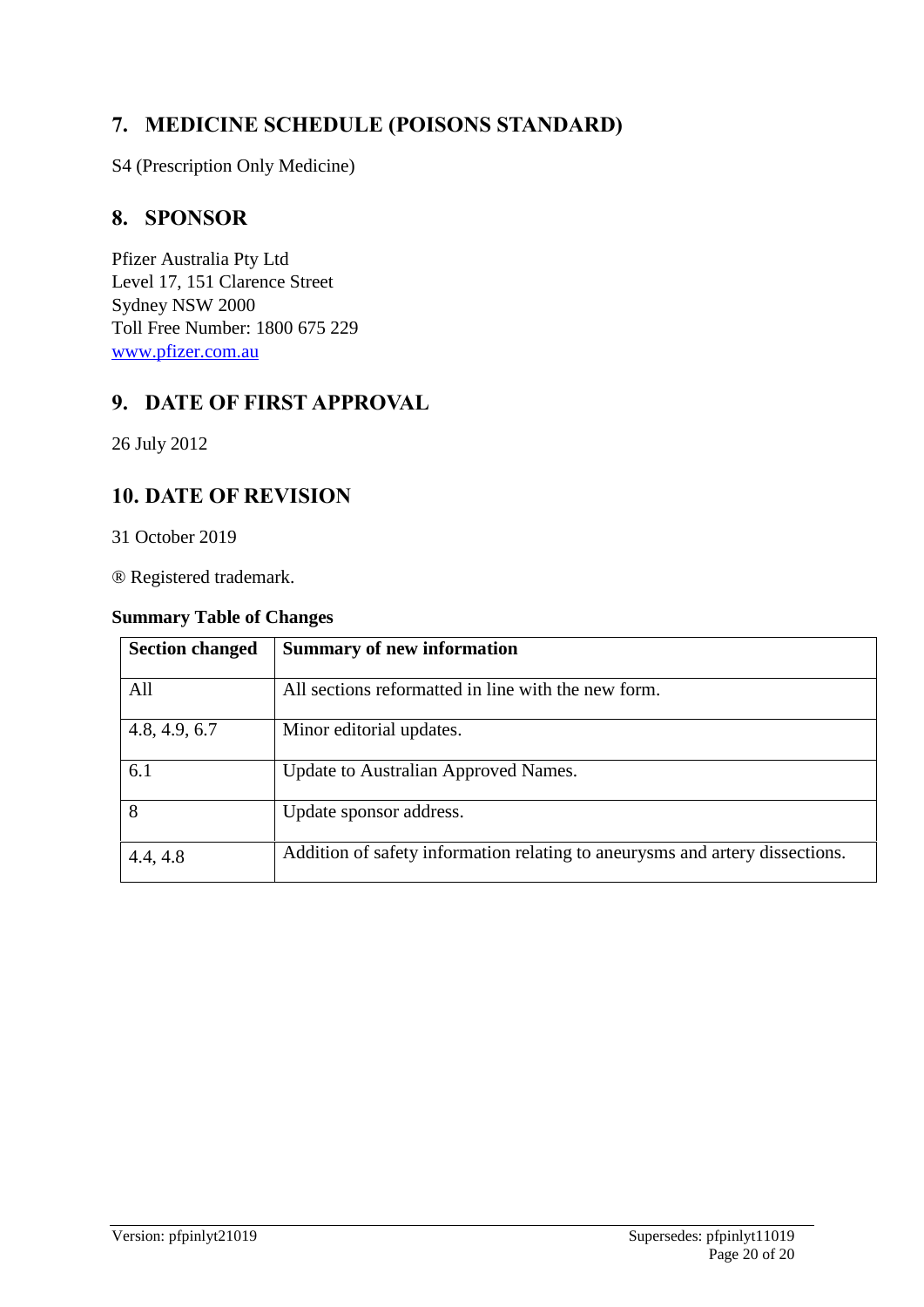## 7. MEDICINE SCHEDULE (POISONS STANDARD)

S4 (Prescription Only Medicine)

## 8. SPONSOR

Pfizer Australia Pty Ltd
Level 17, 151 Clarence Street
Sydney NSW 2000
Toll Free Number: 1800 675 229
www.pfizer.com.au

## 9. DATE OF FIRST APPROVAL

26 July 2012

## 10. DATE OF REVISION

31 October 2019

® Registered trademark.

**Summary Table of Changes**

| Section changed | Summary of new information |
|---|---|
| All | All sections reformatted in line with the new form. |
| 4.8, 4.9, 6.7 | Minor editorial updates. |
| 6.1 | Update to Australian Approved Names. |
| 8 | Update sponsor address. |
| 4.4, 4.8 | Addition of safety information relating to aneurysms and artery dissections. |

Version: pfpinlyt21019 Supersedes: pfpinlyt11019